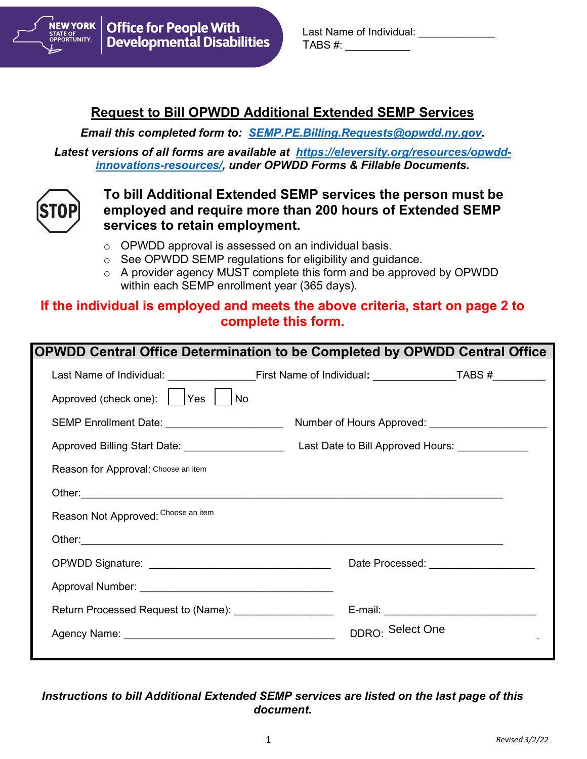New York State of Opportunity | Office for People With Developmental Disabilities

Last Name of Individual: ____________
TABS #: ___________

# Request to Bill OPWDD Additional Extended SEMP Services

***Email this completed form to: SEMP.PE.Billing.Requests@opwdd.ny.gov.***

***Latest versions of all forms are available at https://eleversity.org/resources/opwdd-innovations-resources/, under OPWDD Forms & Fillable Documents.***

STOP

**To bill Additional Extended SEMP services the person must be employed and require more than 200 hours of Extended SEMP services to retain employment.**

- OPWDD approval is assessed on an individual basis.
- See OPWDD SEMP regulations for eligibility and guidance.
- A provider agency MUST complete this form and be approved by OPWDD within each SEMP enrollment year (365 days).

**If the individual is employed and meets the above criteria, start on page 2 to complete this form.**

## OPWDD Central Office Determination to be Completed by OPWDD Central Office

Last Name of Individual: ______________ First Name of Individual: ______________ TABS #_________

Approved (check one): ☐ Yes ☐ No

SEMP Enrollment Date: ____________________ Number of Hours Approved: ____________________

Approved Billing Start Date: ________________ Last Date to Bill Approved Hours: ____________

Reason for Approval: Choose an item

Other: ______________________________________________________________________

Reason Not Approved: Choose an item

Other: ______________________________________________________________________

OPWDD Signature: ______________________________ Date Processed: _________________

Approval Number: ________________________________

Return Processed Request to (Name): ________________ E-mail: _________________________

Agency Name: ___________________________________ DDRO: Select One

***Instructions to bill Additional Extended SEMP services are listed on the last page of this document.***

*Revised 3/2/22*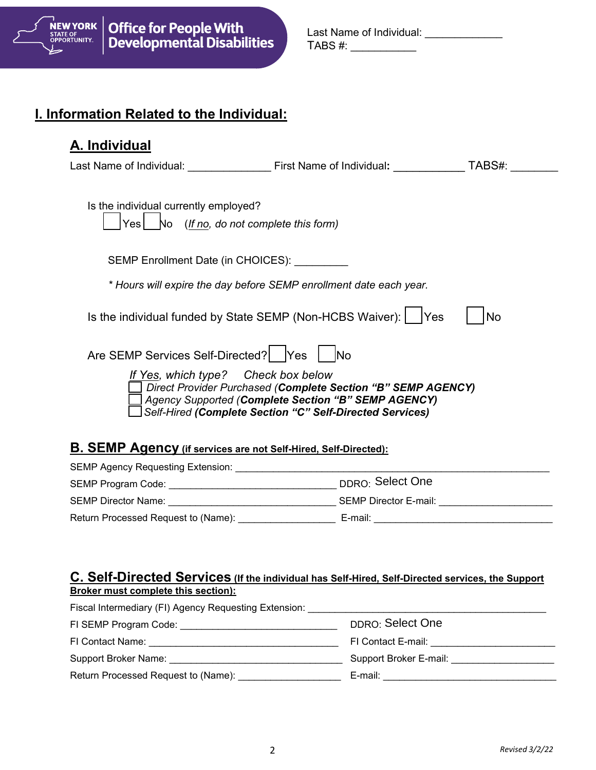Last Name of Individual: _____________
TABS #: ___________

# I. Information Related to the Individual:

## A. Individual

Last Name of Individual: ______________ First Name of Individual**:** ____________ TABS#: ________

Is the individual currently employed?

☐ Yes ☐ No (*If no, do not complete this form)*

SEMP Enrollment Date (in CHOICES): _________

*\* Hours will expire the day before SEMP enrollment date each year.*

Is the individual funded by State SEMP (Non-HCBS Waiver): ☐ Yes ☐ No

Are SEMP Services Self-Directed? ☐ Yes ☐ No

*If Yes, which type? Check box below*

- ☐ *Direct Provider Purchased (**Complete Section "B" SEMP AGENCY)***
- ☐ *Agency Supported (**Complete Section "B" SEMP AGENCY)***
- ☐ *Self-Hired **(Complete Section "C" Self-Directed Services)***

## B. SEMP Agency (if services are not Self-Hired, Self-Directed):

SEMP Agency Requesting Extension: ____________________________________________________________

SEMP Program Code: ________________________________ DDRO: Select One

SEMP Director Name: ________________________________ SEMP Director E-mail: ______________________

Return Processed Request to (Name): ___________________ E-mail: ___________________________________

## C. Self-Directed Services (If the individual has Self-Hired, Self-Directed services, the Support Broker must complete this section):

Fiscal Intermediary (FI) Agency Requesting Extension: ______________________________________________

FI SEMP Program Code: ______________________________ DDRO: Select One

FI Contact Name: ____________________________________ FI Contact E-mail: _______________________

Support Broker Name: _________________________________ Support Broker E-mail: ____________________

Return Processed Request to (Name): ___________________ E-mail: __________________________________

*Revised 3/2/22*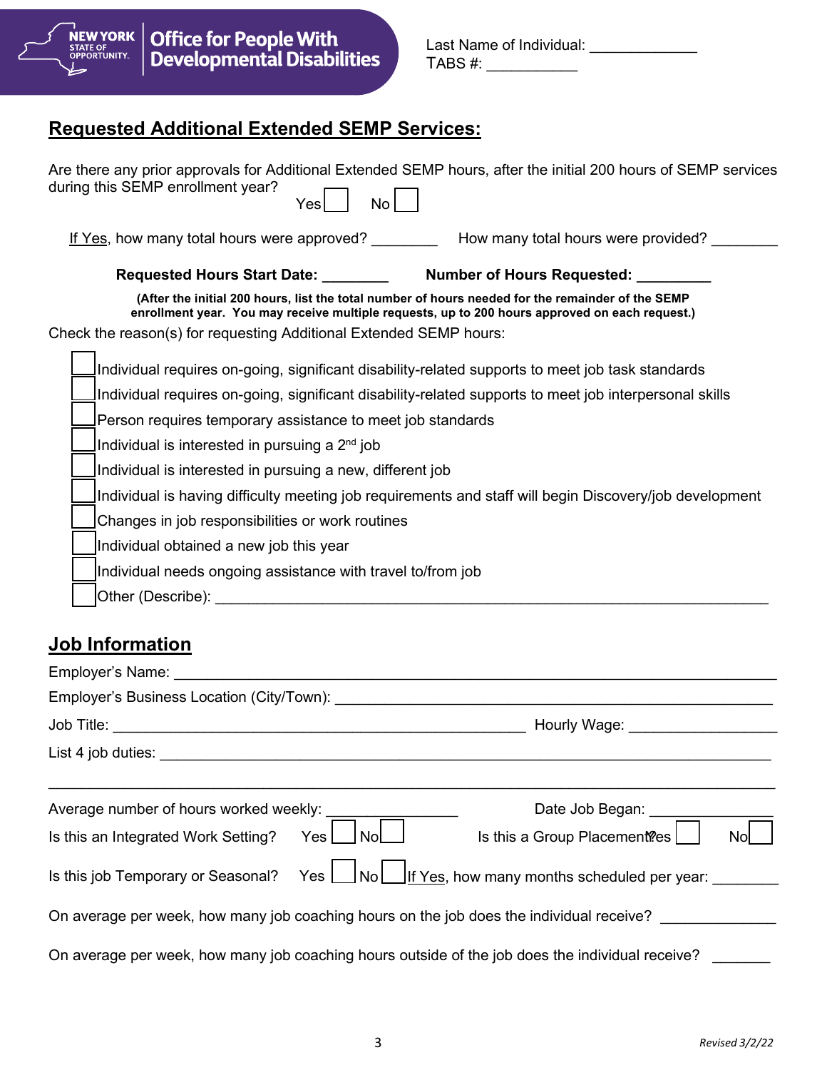Last Name of Individual: _____________
TABS #: ___________

## Requested Additional Extended SEMP Services:

Are there any prior approvals for Additional Extended SEMP hours, after the initial 200 hours of SEMP services during this SEMP enrollment year? Yes ☐ No ☐

If Yes, how many total hours were approved? ________ How many total hours were provided? ________

**Requested Hours Start Date: ________ Number of Hours Requested: _________**

**(After the initial 200 hours, list the total number of hours needed for the remainder of the SEMP enrollment year. You may receive multiple requests, up to 200 hours approved on each request.)**

Check the reason(s) for requesting Additional Extended SEMP hours:

- ☐ Individual requires on-going, significant disability-related supports to meet job task standards
- ☐ Individual requires on-going, significant disability-related supports to meet job interpersonal skills
- ☐ Person requires temporary assistance to meet job standards
- ☐ Individual is interested in pursuing a 2nd job
- ☐ Individual is interested in pursuing a new, different job
- ☐ Individual is having difficulty meeting job requirements and staff will begin Discovery/job development
- ☐ Changes in job responsibilities or work routines
- ☐ Individual obtained a new job this year
- ☐ Individual needs ongoing assistance with travel to/from job
- ☐ Other (Describe): ______________________________________________________________________

## Job Information

Employer's Name: ________________________________________________________________________

Employer's Business Location (City/Town): _____________________________________________________

Job Title: ____________________________________________________ Hourly Wage: __________________

List 4 job duties: _________________________________________________________________________

_______________________________________________________________________________________

Average number of hours worked weekly: ________________ Date Job Began: _______________

Is this an Integrated Work Setting? Yes ☐ No ☐ Is this a Group Placement? Yes ☐ No ☐

Is this job Temporary or Seasonal? Yes ☐ No ☐ If Yes, how many months scheduled per year: ________

On average per week, how many job coaching hours on the job does the individual receive? ______________

On average per week, how many job coaching hours outside of the job does the individual receive? _______

*Revised 3/2/22*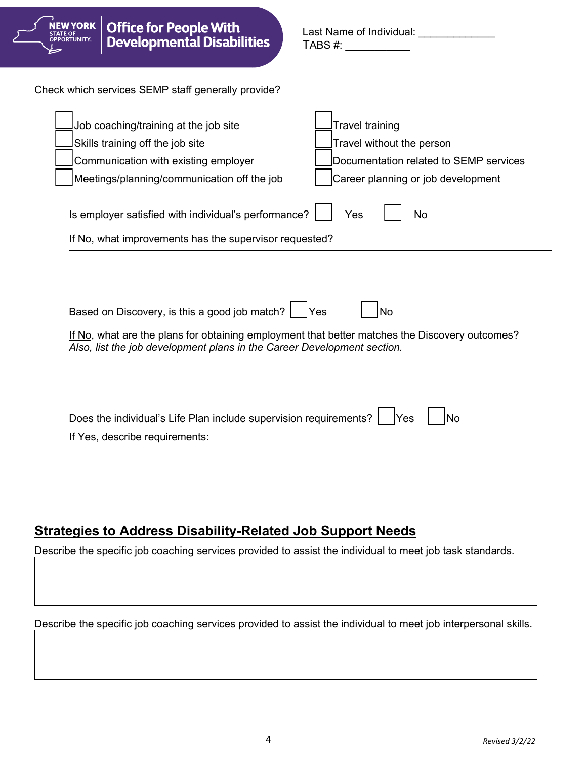Last Name of Individual: _____________
TABS #: ___________

Check which services SEMP staff generally provide?

- ☐ Job coaching/training at the job site
- ☐ Skills training off the job site
- ☐ Communication with existing employer
- ☐ Meetings/planning/communication off the job
- ☐ Travel training
- ☐ Travel without the person
- ☐ Documentation related to SEMP services
- ☐ Career planning or job development

Is employer satisfied with individual's performance? ☐ Yes ☐ No

If No, what improvements has the supervisor requested?

Based on Discovery, is this a good job match? ☐ Yes ☐ No

If No, what are the plans for obtaining employment that better matches the Discovery outcomes? *Also, list the job development plans in the Career Development section.*

Does the individual's Life Plan include supervision requirements? ☐ Yes ☐ No

If Yes, describe requirements:

## Strategies to Address Disability-Related Job Support Needs

Describe the specific job coaching services provided to assist the individual to meet job task standards.

Describe the specific job coaching services provided to assist the individual to meet job interpersonal skills.

*Revised 3/2/22*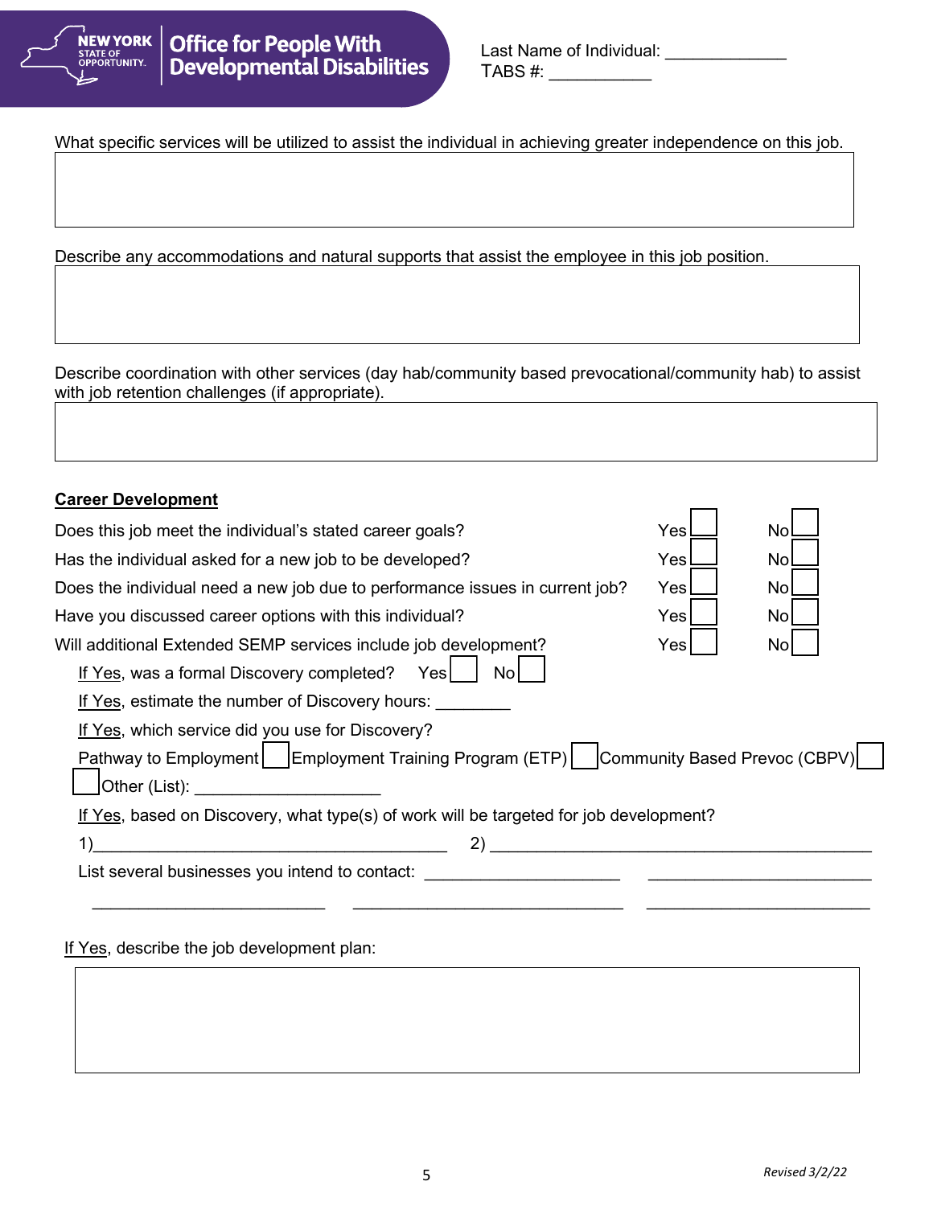Last Name of Individual: _____________
TABS #: ___________

What specific services will be utilized to assist the individual in achieving greater independence on this job.

Describe any accommodations and natural supports that assist the employee in this job position.

Describe coordination with other services (day hab/community based prevocational/community hab) to assist with job retention challenges (if appropriate).

**Career Development**

| | | |
|---|---|---|
| Does this job meet the individual's stated career goals? | Yes ☐ | No ☐ |
| Has the individual asked for a new job to be developed? | Yes ☐ | No ☐ |
| Does the individual need a new job due to performance issues in current job? | Yes ☐ | No ☐ |
| Have you discussed career options with this individual? | Yes ☐ | No ☐ |
| Will additional Extended SEMP services include job development? | Yes ☐ | No ☐ |

If Yes, was a formal Discovery completed? Yes ☐ No ☐

If Yes, estimate the number of Discovery hours: ________

If Yes, which service did you use for Discovery?

Pathway to Employment ☐ Employment Training Program (ETP) ☐ Community Based Prevoc (CBPV) ☐

☐ Other (List): ____________________

If Yes, based on Discovery, what type(s) of work will be targeted for job development?

1)________________________________________ 2) ____________________________________________

List several businesses you intend to contact: _____________________ ________________________

__________________________ ______________________________ ________________________

If Yes, describe the job development plan: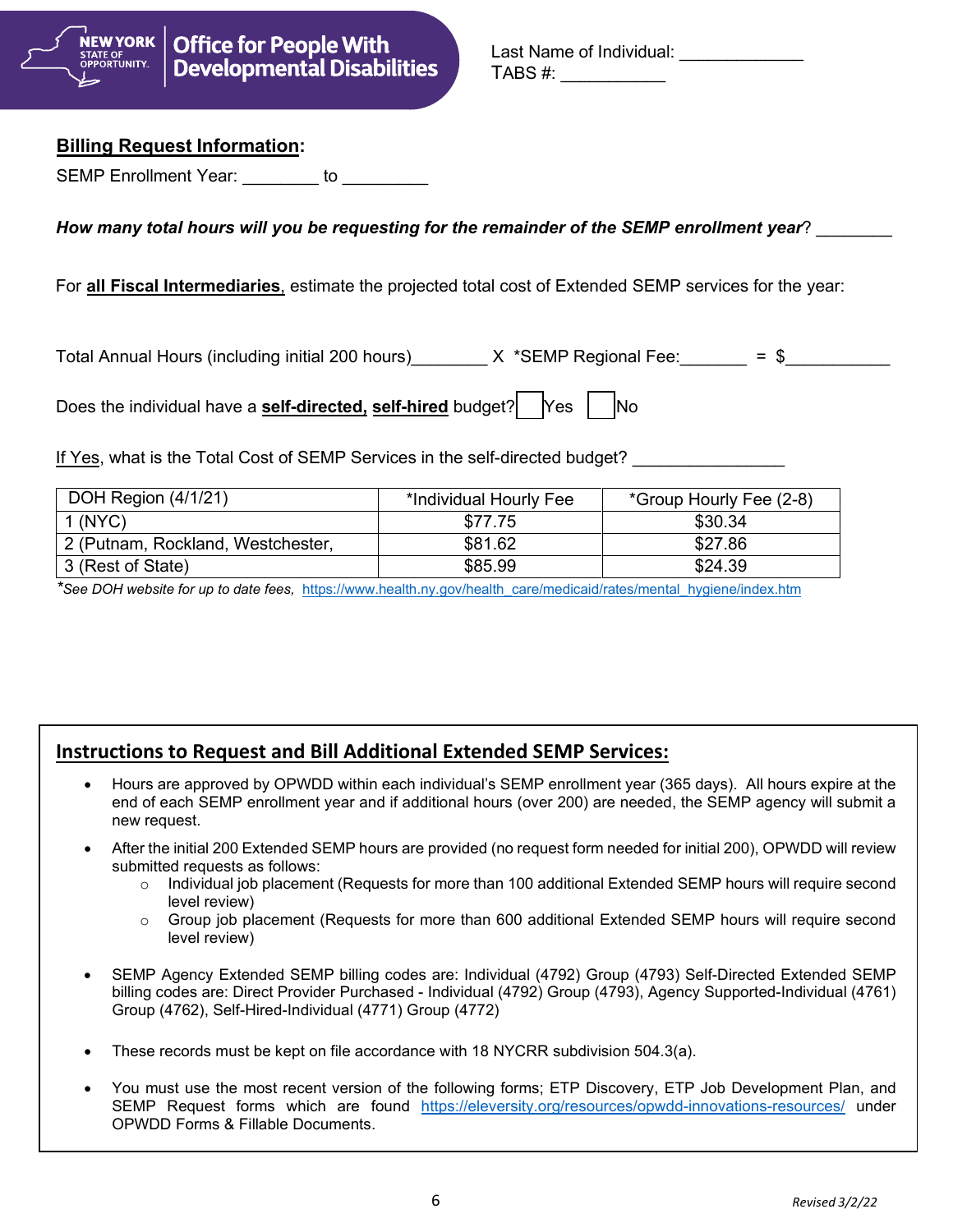Office for People With Developmental Disabilities

Last Name of Individual: _____________
TABS #: ___________

**Billing Request Information:**

SEMP Enrollment Year: ________ to _________

***How many total hours will you be requesting for the remainder of the SEMP enrollment year***? ________

For **all Fiscal Intermediaries**, estimate the projected total cost of Extended SEMP services for the year:

Total Annual Hours (including initial 200 hours)________ X *SEMP Regional Fee:_______ = $___________

Does the individual have a **self-directed, self-hired** budget? ☐ Yes ☐ No

If Yes, what is the Total Cost of SEMP Services in the self-directed budget? ________________

| DOH Region (4/1/21) | *Individual Hourly Fee | *Group Hourly Fee (2-8) |
|---|---|---|
| 1 (NYC) | $77.75 | $30.34 |
| 2 (Putnam, Rockland, Westchester, | $81.62 | $27.86 |
| 3 (Rest of State) | $85.99 | $24.39 |

**See DOH website for up to date fees,* https://www.health.ny.gov/health_care/medicaid/rates/mental_hygiene/index.htm

## Instructions to Request and Bill Additional Extended SEMP Services:

- Hours are approved by OPWDD within each individual's SEMP enrollment year (365 days). All hours expire at the end of each SEMP enrollment year and if additional hours (over 200) are needed, the SEMP agency will submit a new request.
- After the initial 200 Extended SEMP hours are provided (no request form needed for initial 200), OPWDD will review submitted requests as follows:
  - Individual job placement (Requests for more than 100 additional Extended SEMP hours will require second level review)
  - Group job placement (Requests for more than 600 additional Extended SEMP hours will require second level review)
- SEMP Agency Extended SEMP billing codes are: Individual (4792) Group (4793) Self-Directed Extended SEMP billing codes are: Direct Provider Purchased - Individual (4792) Group (4793), Agency Supported-Individual (4761) Group (4762), Self-Hired-Individual (4771) Group (4772)
- These records must be kept on file accordance with 18 NYCRR subdivision 504.3(a).
- You must use the most recent version of the following forms; ETP Discovery, ETP Job Development Plan, and SEMP Request forms which are found https://eleversity.org/resources/opwdd-innovations-resources/ under OPWDD Forms & Fillable Documents.

*Revised 3/2/22*